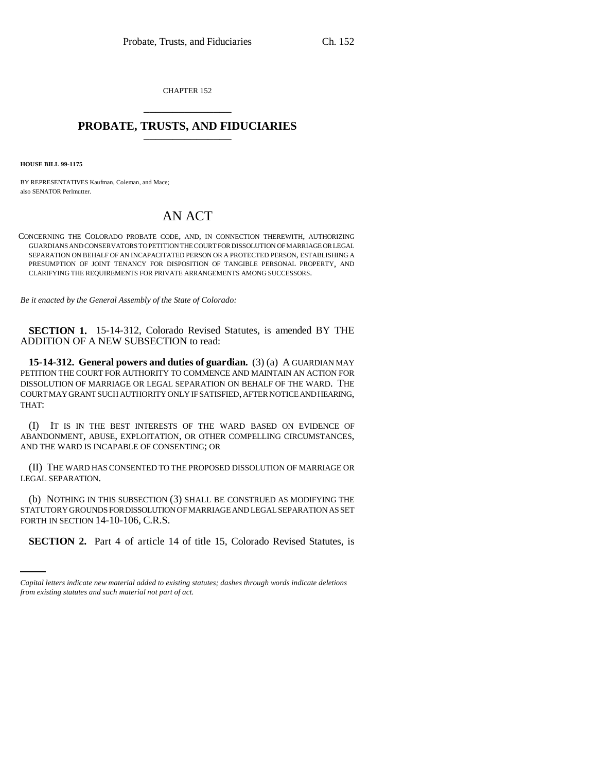CHAPTER 152

# PROBATE, TRUSTS, AND FIDUCIARIES

**HOUSE BILL 99-1175**

BY REPRESENTATIVES Kaufman, Coleman, and Mace;
also SENATOR Perlmutter.

## AN ACT

CONCERNING THE COLORADO PROBATE CODE, AND, IN CONNECTION THEREWITH, AUTHORIZING GUARDIANS AND CONSERVATORS TO PETITION THE COURT FOR DISSOLUTION OF MARRIAGE OR LEGAL SEPARATION ON BEHALF OF AN INCAPACITATED PERSON OR A PROTECTED PERSON, ESTABLISHING A PRESUMPTION OF JOINT TENANCY FOR DISPOSITION OF TANGIBLE PERSONAL PROPERTY, AND CLARIFYING THE REQUIREMENTS FOR PRIVATE ARRANGEMENTS AMONG SUCCESSORS.

*Be it enacted by the General Assembly of the State of Colorado:*

**SECTION 1.** 15-14-312, Colorado Revised Statutes, is amended BY THE ADDITION OF A NEW SUBSECTION to read:

**15-14-312. General powers and duties of guardian.** (3) (a) A GUARDIAN MAY PETITION THE COURT FOR AUTHORITY TO COMMENCE AND MAINTAIN AN ACTION FOR DISSOLUTION OF MARRIAGE OR LEGAL SEPARATION ON BEHALF OF THE WARD. THE COURT MAY GRANT SUCH AUTHORITY ONLY IF SATISFIED, AFTER NOTICE AND HEARING, THAT:

(I) IT IS IN THE BEST INTERESTS OF THE WARD BASED ON EVIDENCE OF ABANDONMENT, ABUSE, EXPLOITATION, OR OTHER COMPELLING CIRCUMSTANCES, AND THE WARD IS INCAPABLE OF CONSENTING; OR

(II) THE WARD HAS CONSENTED TO THE PROPOSED DISSOLUTION OF MARRIAGE OR LEGAL SEPARATION.

(b) NOTHING IN THIS SUBSECTION (3) SHALL BE CONSTRUED AS MODIFYING THE STATUTORY GROUNDS FOR DISSOLUTION OF MARRIAGE AND LEGAL SEPARATION AS SET FORTH IN SECTION 14-10-106, C.R.S.

**SECTION 2.** Part 4 of article 14 of title 15, Colorado Revised Statutes, is

*Capital letters indicate new material added to existing statutes; dashes through words indicate deletions from existing statutes and such material not part of act.*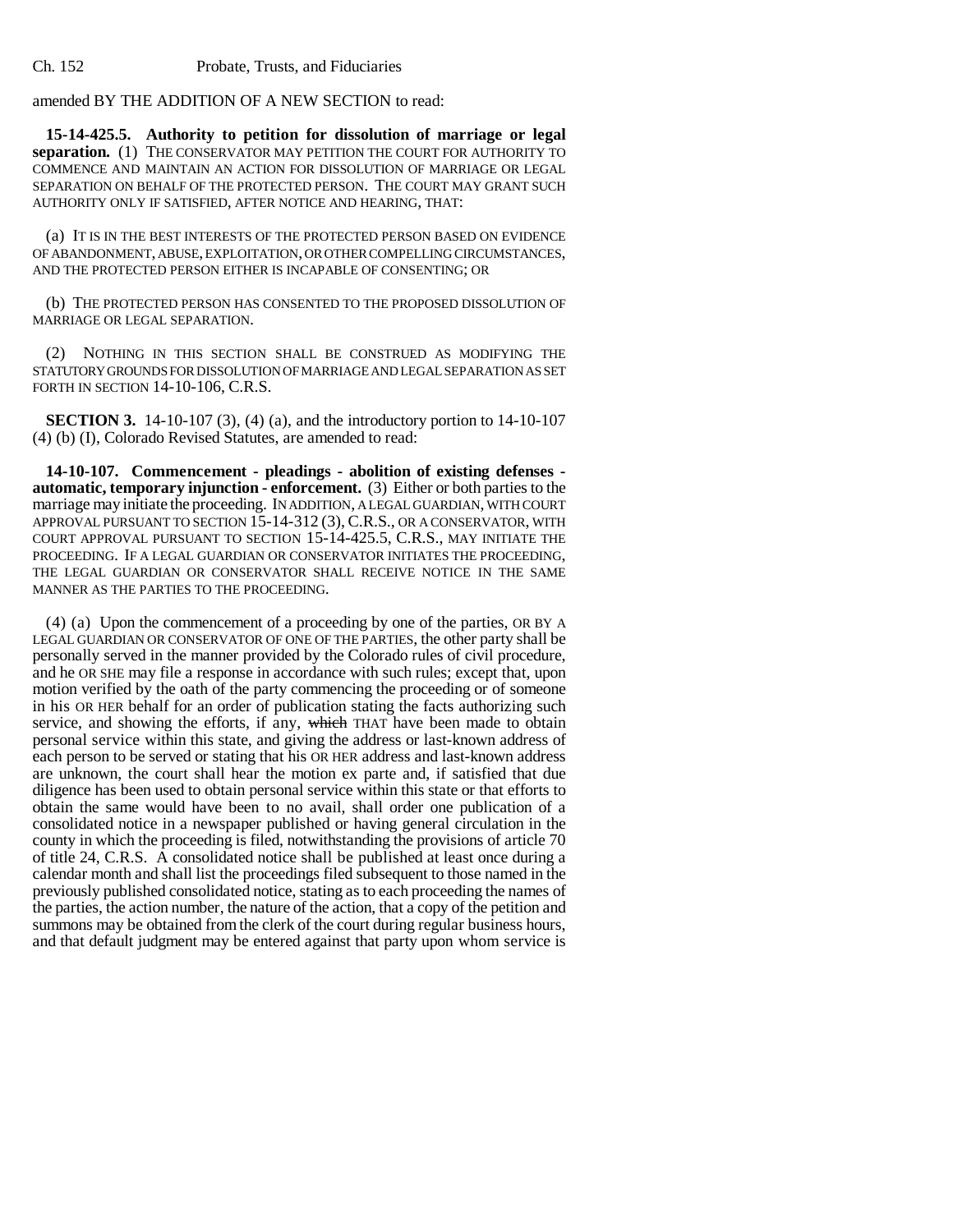amended BY THE ADDITION OF A NEW SECTION to read:

**15-14-425.5. Authority to petition for dissolution of marriage or legal separation.** (1) THE CONSERVATOR MAY PETITION THE COURT FOR AUTHORITY TO COMMENCE AND MAINTAIN AN ACTION FOR DISSOLUTION OF MARRIAGE OR LEGAL SEPARATION ON BEHALF OF THE PROTECTED PERSON. THE COURT MAY GRANT SUCH AUTHORITY ONLY IF SATISFIED, AFTER NOTICE AND HEARING, THAT:

(a) IT IS IN THE BEST INTERESTS OF THE PROTECTED PERSON BASED ON EVIDENCE OF ABANDONMENT, ABUSE, EXPLOITATION, OR OTHER COMPELLING CIRCUMSTANCES, AND THE PROTECTED PERSON EITHER IS INCAPABLE OF CONSENTING; OR

(b) THE PROTECTED PERSON HAS CONSENTED TO THE PROPOSED DISSOLUTION OF MARRIAGE OR LEGAL SEPARATION.

(2) NOTHING IN THIS SECTION SHALL BE CONSTRUED AS MODIFYING THE STATUTORY GROUNDS FOR DISSOLUTION OF MARRIAGE AND LEGAL SEPARATION AS SET FORTH IN SECTION 14-10-106, C.R.S.

**SECTION 3.** 14-10-107 (3), (4) (a), and the introductory portion to 14-10-107 (4) (b) (I), Colorado Revised Statutes, are amended to read:

**14-10-107. Commencement - pleadings - abolition of existing defenses - automatic, temporary injunction - enforcement.** (3) Either or both parties to the marriage may initiate the proceeding. IN ADDITION, A LEGAL GUARDIAN, WITH COURT APPROVAL PURSUANT TO SECTION 15-14-312 (3), C.R.S., OR A CONSERVATOR, WITH COURT APPROVAL PURSUANT TO SECTION 15-14-425.5, C.R.S., MAY INITIATE THE PROCEEDING. IF A LEGAL GUARDIAN OR CONSERVATOR INITIATES THE PROCEEDING, THE LEGAL GUARDIAN OR CONSERVATOR SHALL RECEIVE NOTICE IN THE SAME MANNER AS THE PARTIES TO THE PROCEEDING.

(4) (a) Upon the commencement of a proceeding by one of the parties, OR BY A LEGAL GUARDIAN OR CONSERVATOR OF ONE OF THE PARTIES, the other party shall be personally served in the manner provided by the Colorado rules of civil procedure, and he OR SHE may file a response in accordance with such rules; except that, upon motion verified by the oath of the party commencing the proceeding or of someone in his OR HER behalf for an order of publication stating the facts authorizing such service, and showing the efforts, if any, ~~which~~ THAT have been made to obtain personal service within this state, and giving the address or last-known address of each person to be served or stating that his OR HER address and last-known address are unknown, the court shall hear the motion ex parte and, if satisfied that due diligence has been used to obtain personal service within this state or that efforts to obtain the same would have been to no avail, shall order one publication of a consolidated notice in a newspaper published or having general circulation in the county in which the proceeding is filed, notwithstanding the provisions of article 70 of title 24, C.R.S. A consolidated notice shall be published at least once during a calendar month and shall list the proceedings filed subsequent to those named in the previously published consolidated notice, stating as to each proceeding the names of the parties, the action number, the nature of the action, that a copy of the petition and summons may be obtained from the clerk of the court during regular business hours, and that default judgment may be entered against that party upon whom service is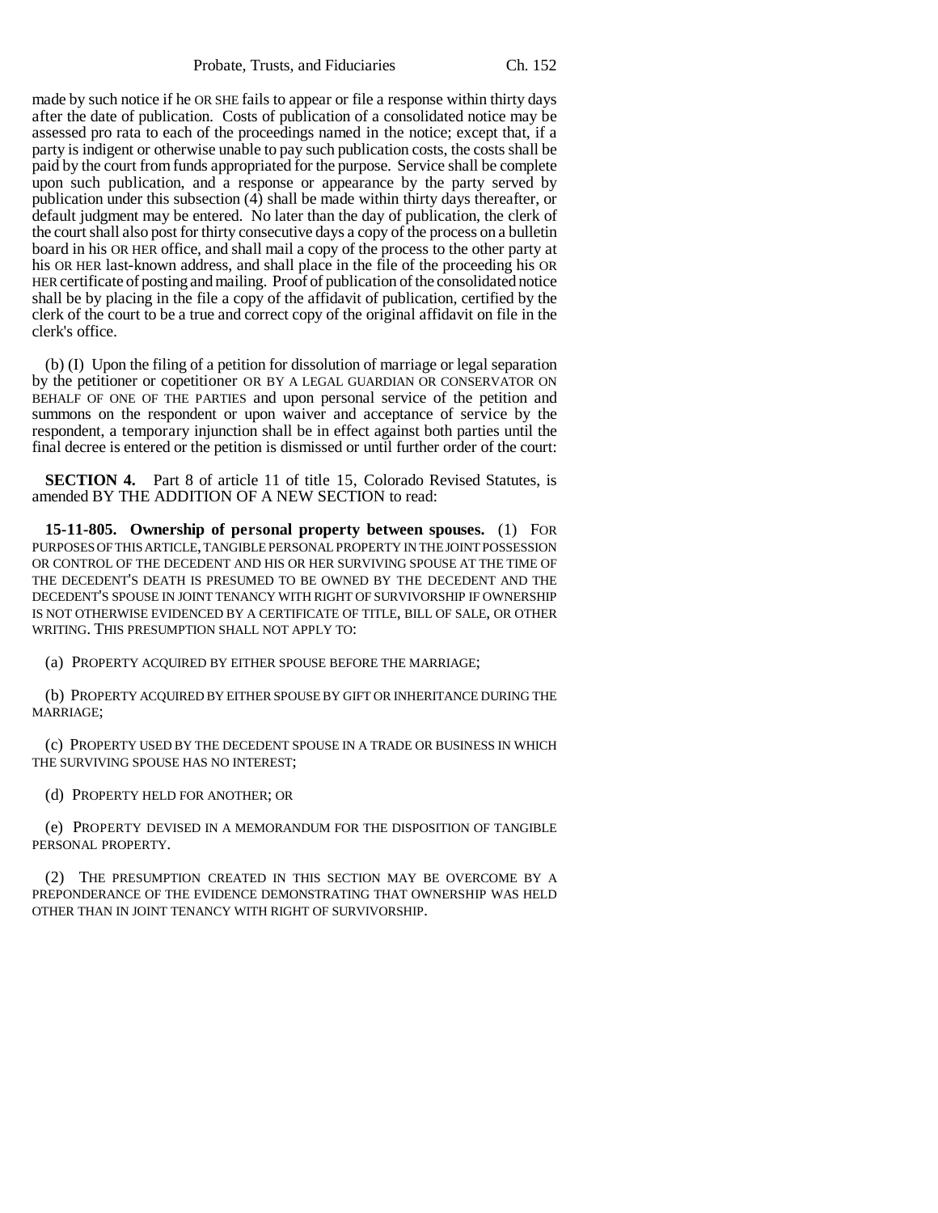made by such notice if he OR SHE fails to appear or file a response within thirty days after the date of publication. Costs of publication of a consolidated notice may be assessed pro rata to each of the proceedings named in the notice; except that, if a party is indigent or otherwise unable to pay such publication costs, the costs shall be paid by the court from funds appropriated for the purpose. Service shall be complete upon such publication, and a response or appearance by the party served by publication under this subsection (4) shall be made within thirty days thereafter, or default judgment may be entered. No later than the day of publication, the clerk of the court shall also post for thirty consecutive days a copy of the process on a bulletin board in his OR HER office, and shall mail a copy of the process to the other party at his OR HER last-known address, and shall place in the file of the proceeding his OR HER certificate of posting and mailing. Proof of publication of the consolidated notice shall be by placing in the file a copy of the affidavit of publication, certified by the clerk of the court to be a true and correct copy of the original affidavit on file in the clerk's office.

(b) (I) Upon the filing of a petition for dissolution of marriage or legal separation by the petitioner or copetitioner OR BY A LEGAL GUARDIAN OR CONSERVATOR ON BEHALF OF ONE OF THE PARTIES and upon personal service of the petition and summons on the respondent or upon waiver and acceptance of service by the respondent, a temporary injunction shall be in effect against both parties until the final decree is entered or the petition is dismissed or until further order of the court:

**SECTION 4.** Part 8 of article 11 of title 15, Colorado Revised Statutes, is amended BY THE ADDITION OF A NEW SECTION to read:

**15-11-805. Ownership of personal property between spouses.** (1) FOR PURPOSES OF THIS ARTICLE, TANGIBLE PERSONAL PROPERTY IN THE JOINT POSSESSION OR CONTROL OF THE DECEDENT AND HIS OR HER SURVIVING SPOUSE AT THE TIME OF THE DECEDENT'S DEATH IS PRESUMED TO BE OWNED BY THE DECEDENT AND THE DECEDENT'S SPOUSE IN JOINT TENANCY WITH RIGHT OF SURVIVORSHIP IF OWNERSHIP IS NOT OTHERWISE EVIDENCED BY A CERTIFICATE OF TITLE, BILL OF SALE, OR OTHER WRITING. THIS PRESUMPTION SHALL NOT APPLY TO:

(a) PROPERTY ACQUIRED BY EITHER SPOUSE BEFORE THE MARRIAGE;

(b) PROPERTY ACQUIRED BY EITHER SPOUSE BY GIFT OR INHERITANCE DURING THE MARRIAGE;

(c) PROPERTY USED BY THE DECEDENT SPOUSE IN A TRADE OR BUSINESS IN WHICH THE SURVIVING SPOUSE HAS NO INTEREST;

(d) PROPERTY HELD FOR ANOTHER; OR

(e) PROPERTY DEVISED IN A MEMORANDUM FOR THE DISPOSITION OF TANGIBLE PERSONAL PROPERTY.

(2) THE PRESUMPTION CREATED IN THIS SECTION MAY BE OVERCOME BY A PREPONDERANCE OF THE EVIDENCE DEMONSTRATING THAT OWNERSHIP WAS HELD OTHER THAN IN JOINT TENANCY WITH RIGHT OF SURVIVORSHIP.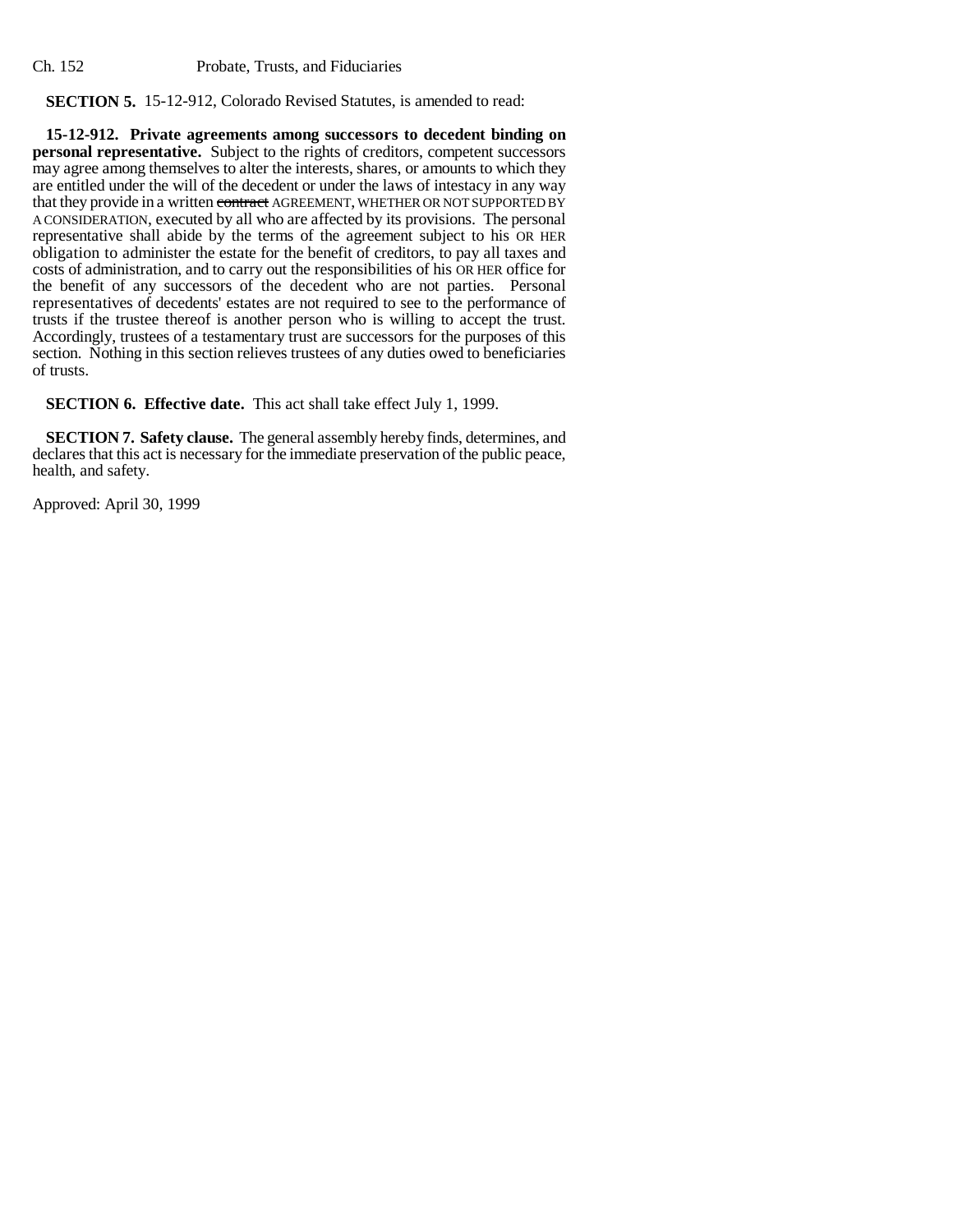**SECTION 5.** 15-12-912, Colorado Revised Statutes, is amended to read:

**15-12-912. Private agreements among successors to decedent binding on personal representative.** Subject to the rights of creditors, competent successors may agree among themselves to alter the interests, shares, or amounts to which they are entitled under the will of the decedent or under the laws of intestacy in any way that they provide in a written ~~contract~~ AGREEMENT, WHETHER OR NOT SUPPORTED BY A CONSIDERATION, executed by all who are affected by its provisions. The personal representative shall abide by the terms of the agreement subject to his OR HER obligation to administer the estate for the benefit of creditors, to pay all taxes and costs of administration, and to carry out the responsibilities of his OR HER office for the benefit of any successors of the decedent who are not parties. Personal representatives of decedents' estates are not required to see to the performance of trusts if the trustee thereof is another person who is willing to accept the trust. Accordingly, trustees of a testamentary trust are successors for the purposes of this section. Nothing in this section relieves trustees of any duties owed to beneficiaries of trusts.

**SECTION 6. Effective date.** This act shall take effect July 1, 1999.

**SECTION 7. Safety clause.** The general assembly hereby finds, determines, and declares that this act is necessary for the immediate preservation of the public peace, health, and safety.

Approved: April 30, 1999